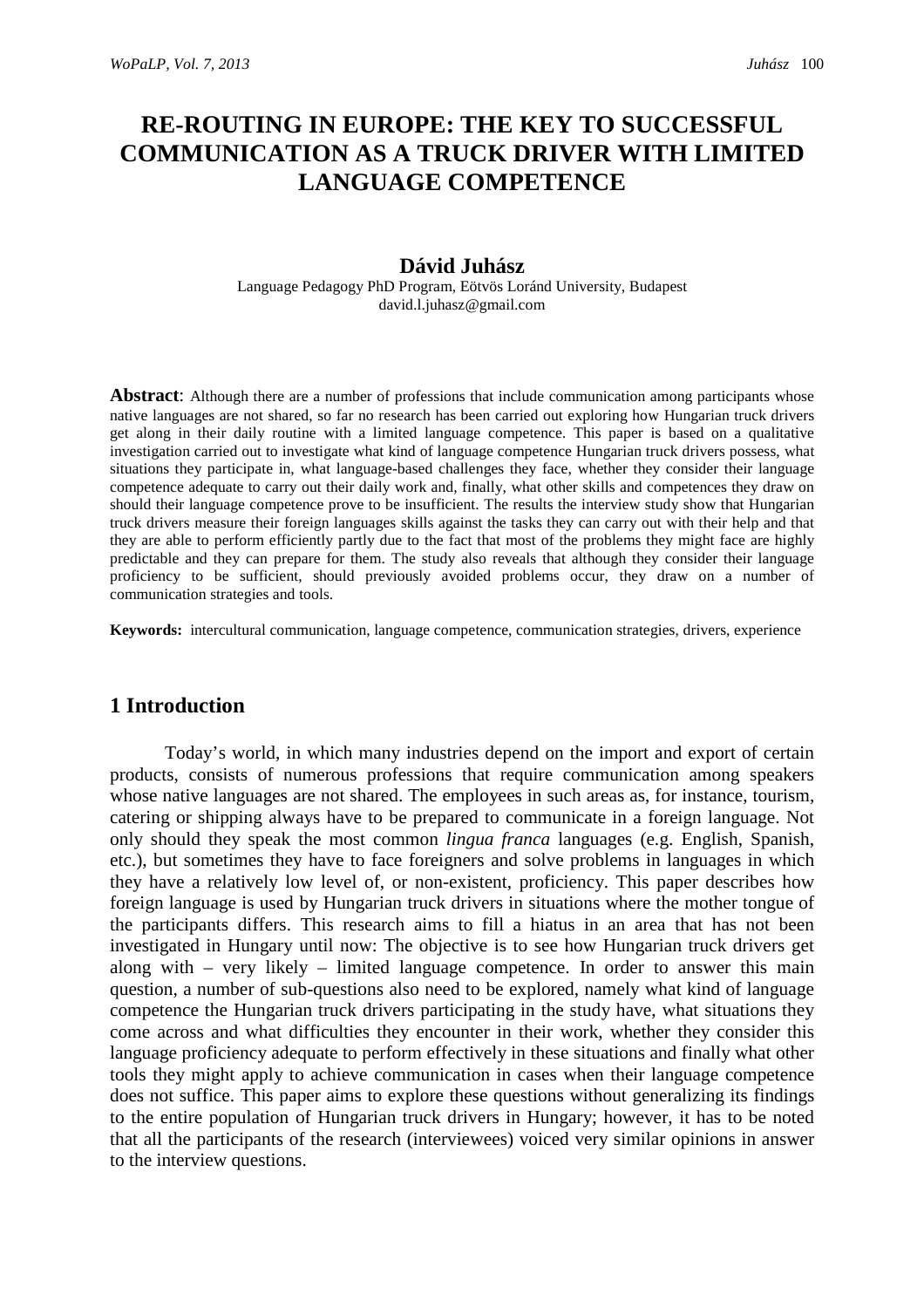# RE-ROUTING IN EUROPE: THE KEY TO SUCCESSFUL COMMUNICATION AS A TRUCK DRIVER WITH LIMITED LANGUAGE COMPETENCE

**Dávid Juhász**

Language Pedagogy PhD Program, Eötvös Loránd University, Budapest
david.l.juhasz@gmail.com

**Abstract**: Although there are a number of professions that include communication among participants whose native languages are not shared, so far no research has been carried out exploring how Hungarian truck drivers get along in their daily routine with a limited language competence. This paper is based on a qualitative investigation carried out to investigate what kind of language competence Hungarian truck drivers possess, what situations they participate in, what language-based challenges they face, whether they consider their language competence adequate to carry out their daily work and, finally, what other skills and competences they draw on should their language competence prove to be insufficient. The results the interview study show that Hungarian truck drivers measure their foreign languages skills against the tasks they can carry out with their help and that they are able to perform efficiently partly due to the fact that most of the problems they might face are highly predictable and they can prepare for them. The study also reveals that although they consider their language proficiency to be sufficient, should previously avoided problems occur, they draw on a number of communication strategies and tools.

**Keywords:** intercultural communication, language competence, communication strategies, drivers, experience

## 1 Introduction

Today's world, in which many industries depend on the import and export of certain products, consists of numerous professions that require communication among speakers whose native languages are not shared. The employees in such areas as, for instance, tourism, catering or shipping always have to be prepared to communicate in a foreign language. Not only should they speak the most common *lingua franca* languages (e.g. English, Spanish, etc.), but sometimes they have to face foreigners and solve problems in languages in which they have a relatively low level of, or non-existent, proficiency. This paper describes how foreign language is used by Hungarian truck drivers in situations where the mother tongue of the participants differs. This research aims to fill a hiatus in an area that has not been investigated in Hungary until now: The objective is to see how Hungarian truck drivers get along with – very likely – limited language competence. In order to answer this main question, a number of sub-questions also need to be explored, namely what kind of language competence the Hungarian truck drivers participating in the study have, what situations they come across and what difficulties they encounter in their work, whether they consider this language proficiency adequate to perform effectively in these situations and finally what other tools they might apply to achieve communication in cases when their language competence does not suffice. This paper aims to explore these questions without generalizing its findings to the entire population of Hungarian truck drivers in Hungary; however, it has to be noted that all the participants of the research (interviewees) voiced very similar opinions in answer to the interview questions.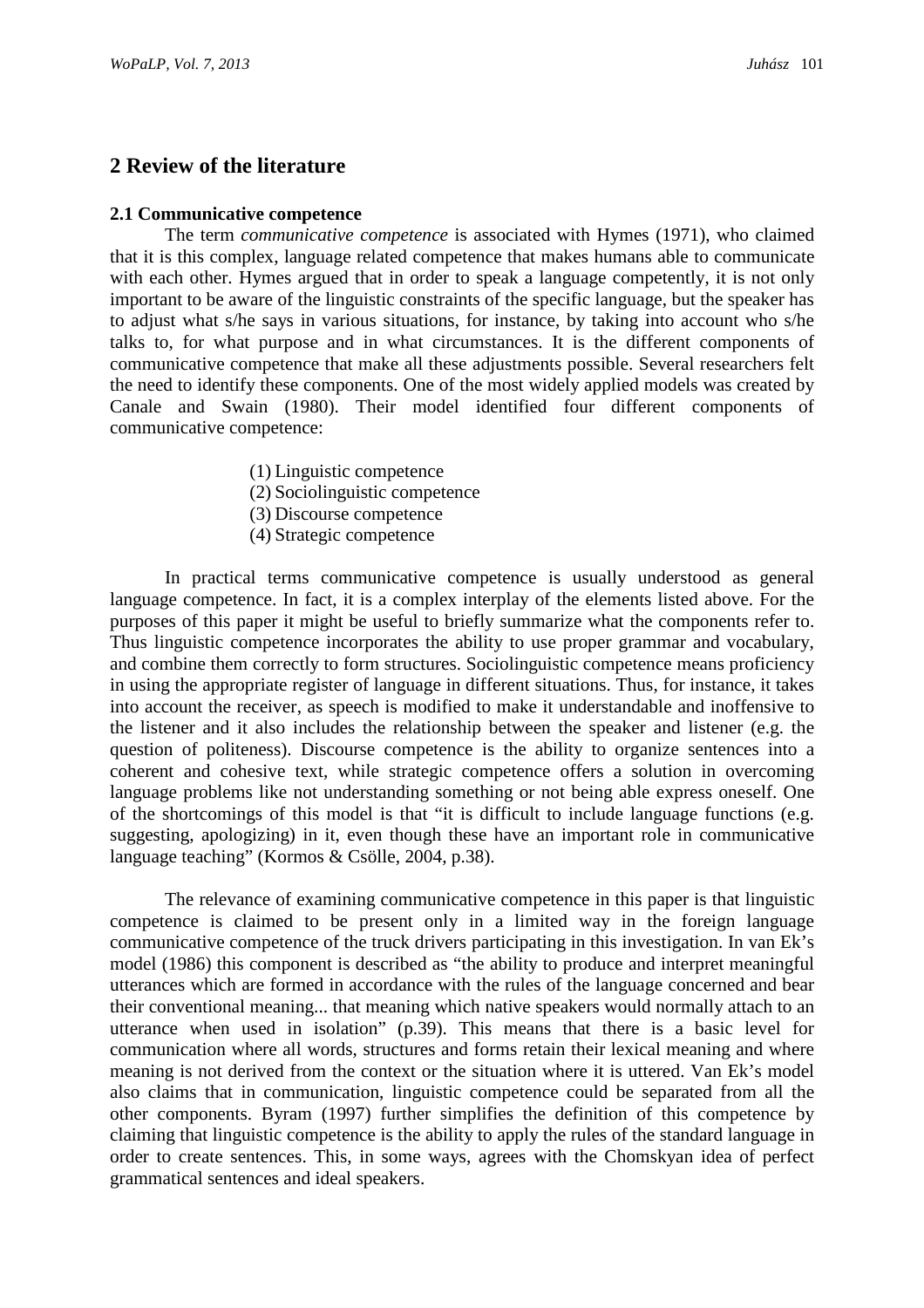## 2 Review of the literature

### 2.1 Communicative competence

The term *communicative competence* is associated with Hymes (1971), who claimed that it is this complex, language related competence that makes humans able to communicate with each other. Hymes argued that in order to speak a language competently, it is not only important to be aware of the linguistic constraints of the specific language, but the speaker has to adjust what s/he says in various situations, for instance, by taking into account who s/he talks to, for what purpose and in what circumstances. It is the different components of communicative competence that make all these adjustments possible. Several researchers felt the need to identify these components. One of the most widely applied models was created by Canale and Swain (1980). Their model identified four different components of communicative competence:

(1) Linguistic competence
(2) Sociolinguistic competence
(3) Discourse competence
(4) Strategic competence

In practical terms communicative competence is usually understood as general language competence. In fact, it is a complex interplay of the elements listed above. For the purposes of this paper it might be useful to briefly summarize what the components refer to. Thus linguistic competence incorporates the ability to use proper grammar and vocabulary, and combine them correctly to form structures. Sociolinguistic competence means proficiency in using the appropriate register of language in different situations. Thus, for instance, it takes into account the receiver, as speech is modified to make it understandable and inoffensive to the listener and it also includes the relationship between the speaker and listener (e.g. the question of politeness). Discourse competence is the ability to organize sentences into a coherent and cohesive text, while strategic competence offers a solution in overcoming language problems like not understanding something or not being able express oneself. One of the shortcomings of this model is that "it is difficult to include language functions (e.g. suggesting, apologizing) in it, even though these have an important role in communicative language teaching" (Kormos & Csölle, 2004, p.38).

The relevance of examining communicative competence in this paper is that linguistic competence is claimed to be present only in a limited way in the foreign language communicative competence of the truck drivers participating in this investigation. In van Ek's model (1986) this component is described as "the ability to produce and interpret meaningful utterances which are formed in accordance with the rules of the language concerned and bear their conventional meaning... that meaning which native speakers would normally attach to an utterance when used in isolation" (p.39). This means that there is a basic level for communication where all words, structures and forms retain their lexical meaning and where meaning is not derived from the context or the situation where it is uttered. Van Ek's model also claims that in communication, linguistic competence could be separated from all the other components. Byram (1997) further simplifies the definition of this competence by claiming that linguistic competence is the ability to apply the rules of the standard language in order to create sentences. This, in some ways, agrees with the Chomskyan idea of perfect grammatical sentences and ideal speakers.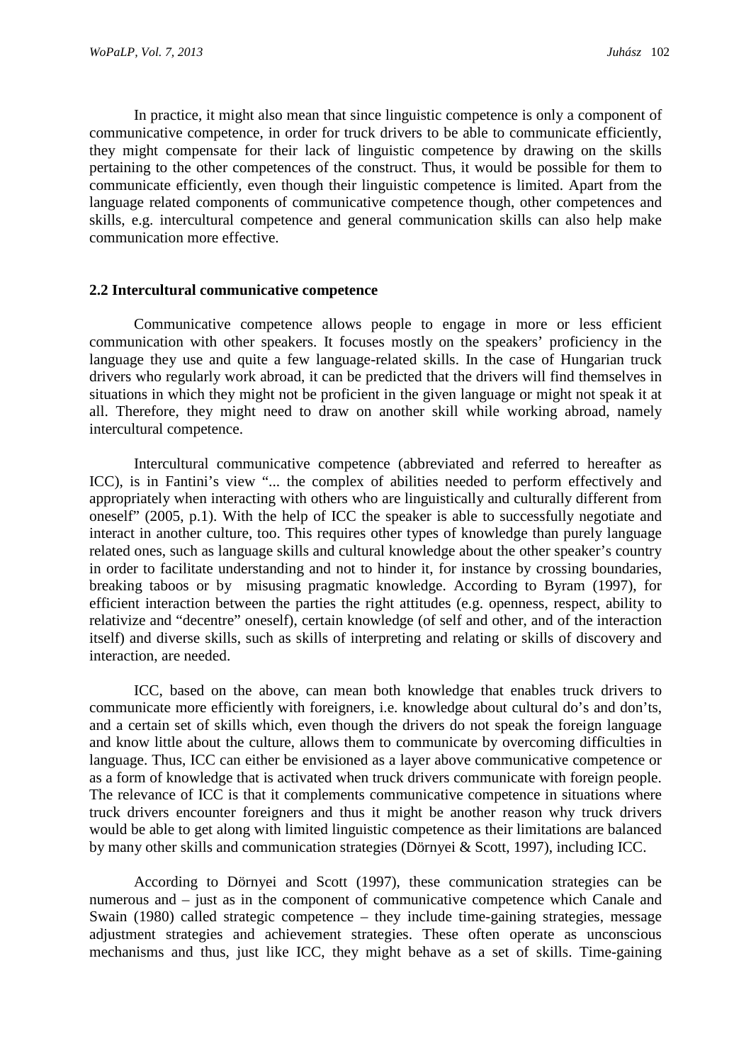In practice, it might also mean that since linguistic competence is only a component of communicative competence, in order for truck drivers to be able to communicate efficiently, they might compensate for their lack of linguistic competence by drawing on the skills pertaining to the other competences of the construct. Thus, it would be possible for them to communicate efficiently, even though their linguistic competence is limited. Apart from the language related components of communicative competence though, other competences and skills, e.g. intercultural competence and general communication skills can also help make communication more effective.

### 2.2 Intercultural communicative competence

Communicative competence allows people to engage in more or less efficient communication with other speakers. It focuses mostly on the speakers' proficiency in the language they use and quite a few language-related skills. In the case of Hungarian truck drivers who regularly work abroad, it can be predicted that the drivers will find themselves in situations in which they might not be proficient in the given language or might not speak it at all. Therefore, they might need to draw on another skill while working abroad, namely intercultural competence.

Intercultural communicative competence (abbreviated and referred to hereafter as ICC), is in Fantini's view "... the complex of abilities needed to perform effectively and appropriately when interacting with others who are linguistically and culturally different from oneself" (2005, p.1). With the help of ICC the speaker is able to successfully negotiate and interact in another culture, too. This requires other types of knowledge than purely language related ones, such as language skills and cultural knowledge about the other speaker's country in order to facilitate understanding and not to hinder it, for instance by crossing boundaries, breaking taboos or by misusing pragmatic knowledge. According to Byram (1997), for efficient interaction between the parties the right attitudes (e.g. openness, respect, ability to relativize and "decentre" oneself), certain knowledge (of self and other, and of the interaction itself) and diverse skills, such as skills of interpreting and relating or skills of discovery and interaction, are needed.

ICC, based on the above, can mean both knowledge that enables truck drivers to communicate more efficiently with foreigners, i.e. knowledge about cultural do's and don'ts, and a certain set of skills which, even though the drivers do not speak the foreign language and know little about the culture, allows them to communicate by overcoming difficulties in language. Thus, ICC can either be envisioned as a layer above communicative competence or as a form of knowledge that is activated when truck drivers communicate with foreign people. The relevance of ICC is that it complements communicative competence in situations where truck drivers encounter foreigners and thus it might be another reason why truck drivers would be able to get along with limited linguistic competence as their limitations are balanced by many other skills and communication strategies (Dörnyei & Scott, 1997), including ICC.

According to Dörnyei and Scott (1997), these communication strategies can be numerous and – just as in the component of communicative competence which Canale and Swain (1980) called strategic competence – they include time-gaining strategies, message adjustment strategies and achievement strategies. These often operate as unconscious mechanisms and thus, just like ICC, they might behave as a set of skills. Time-gaining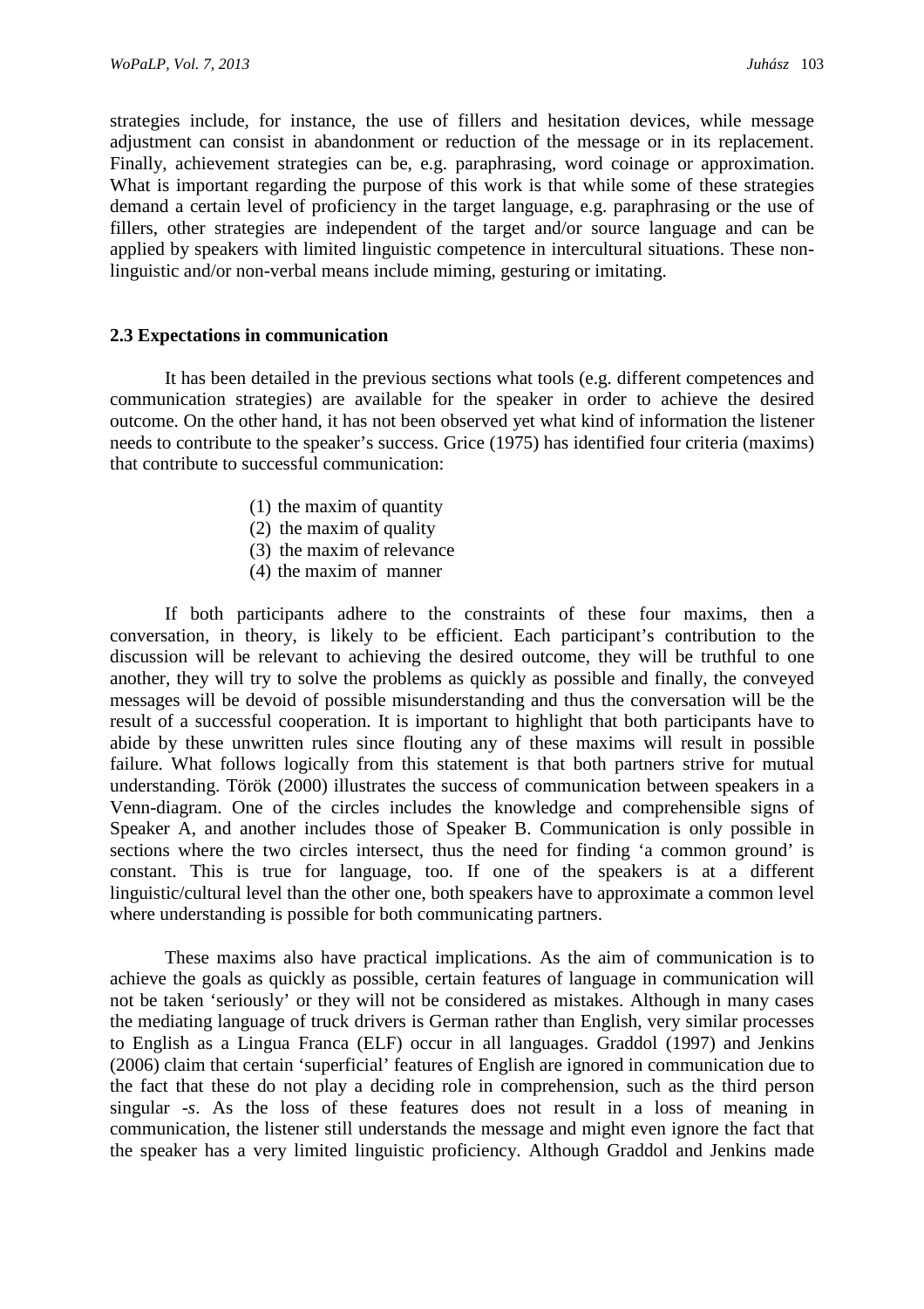strategies include, for instance, the use of fillers and hesitation devices, while message adjustment can consist in abandonment or reduction of the message or in its replacement. Finally, achievement strategies can be, e.g. paraphrasing, word coinage or approximation. What is important regarding the purpose of this work is that while some of these strategies demand a certain level of proficiency in the target language, e.g. paraphrasing or the use of fillers, other strategies are independent of the target and/or source language and can be applied by speakers with limited linguistic competence in intercultural situations. These non-linguistic and/or non-verbal means include miming, gesturing or imitating.

### 2.3 Expectations in communication

It has been detailed in the previous sections what tools (e.g. different competences and communication strategies) are available for the speaker in order to achieve the desired outcome. On the other hand, it has not been observed yet what kind of information the listener needs to contribute to the speaker's success. Grice (1975) has identified four criteria (maxims) that contribute to successful communication:

(1) the maxim of quantity
(2) the maxim of quality
(3) the maxim of relevance
(4) the maxim of manner

If both participants adhere to the constraints of these four maxims, then a conversation, in theory, is likely to be efficient. Each participant's contribution to the discussion will be relevant to achieving the desired outcome, they will be truthful to one another, they will try to solve the problems as quickly as possible and finally, the conveyed messages will be devoid of possible misunderstanding and thus the conversation will be the result of a successful cooperation. It is important to highlight that both participants have to abide by these unwritten rules since flouting any of these maxims will result in possible failure. What follows logically from this statement is that both partners strive for mutual understanding. Török (2000) illustrates the success of communication between speakers in a Venn-diagram. One of the circles includes the knowledge and comprehensible signs of Speaker A, and another includes those of Speaker B. Communication is only possible in sections where the two circles intersect, thus the need for finding 'a common ground' is constant. This is true for language, too. If one of the speakers is at a different linguistic/cultural level than the other one, both speakers have to approximate a common level where understanding is possible for both communicating partners.

These maxims also have practical implications. As the aim of communication is to achieve the goals as quickly as possible, certain features of language in communication will not be taken 'seriously' or they will not be considered as mistakes. Although in many cases the mediating language of truck drivers is German rather than English, very similar processes to English as a Lingua Franca (ELF) occur in all languages. Graddol (1997) and Jenkins (2006) claim that certain 'superficial' features of English are ignored in communication due to the fact that these do not play a deciding role in comprehension, such as the third person singular *-s*. As the loss of these features does not result in a loss of meaning in communication, the listener still understands the message and might even ignore the fact that the speaker has a very limited linguistic proficiency. Although Graddol and Jenkins made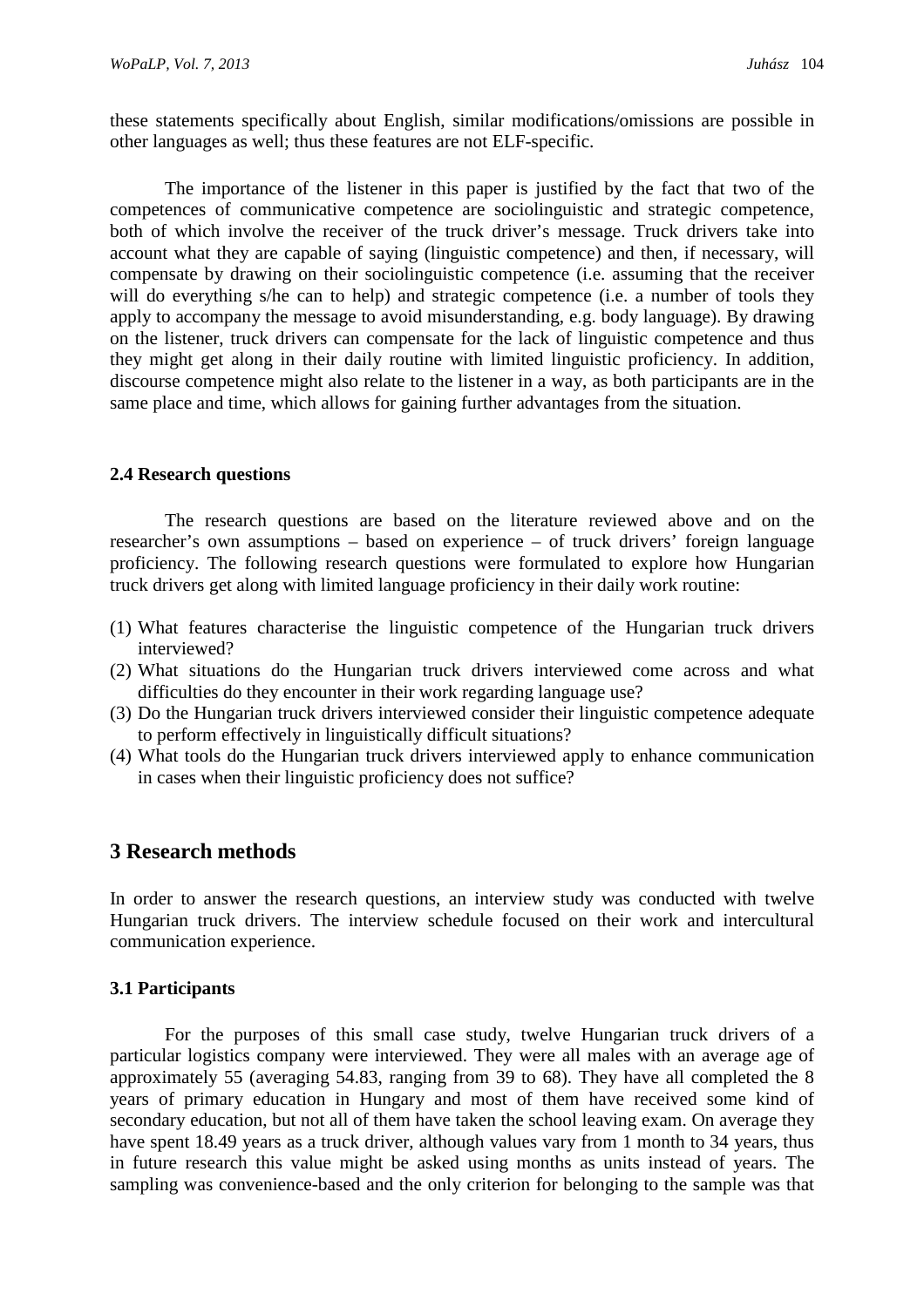these statements specifically about English, similar modifications/omissions are possible in other languages as well; thus these features are not ELF-specific.

The importance of the listener in this paper is justified by the fact that two of the competences of communicative competence are sociolinguistic and strategic competence, both of which involve the receiver of the truck driver's message. Truck drivers take into account what they are capable of saying (linguistic competence) and then, if necessary, will compensate by drawing on their sociolinguistic competence (i.e. assuming that the receiver will do everything s/he can to help) and strategic competence (i.e. a number of tools they apply to accompany the message to avoid misunderstanding, e.g. body language). By drawing on the listener, truck drivers can compensate for the lack of linguistic competence and thus they might get along in their daily routine with limited linguistic proficiency. In addition, discourse competence might also relate to the listener in a way, as both participants are in the same place and time, which allows for gaining further advantages from the situation.

### 2.4 Research questions

The research questions are based on the literature reviewed above and on the researcher's own assumptions – based on experience – of truck drivers' foreign language proficiency. The following research questions were formulated to explore how Hungarian truck drivers get along with limited language proficiency in their daily work routine:

(1) What features characterise the linguistic competence of the Hungarian truck drivers interviewed?
(2) What situations do the Hungarian truck drivers interviewed come across and what difficulties do they encounter in their work regarding language use?
(3) Do the Hungarian truck drivers interviewed consider their linguistic competence adequate to perform effectively in linguistically difficult situations?
(4) What tools do the Hungarian truck drivers interviewed apply to enhance communication in cases when their linguistic proficiency does not suffice?

## 3 Research methods

In order to answer the research questions, an interview study was conducted with twelve Hungarian truck drivers. The interview schedule focused on their work and intercultural communication experience.

### 3.1 Participants

For the purposes of this small case study, twelve Hungarian truck drivers of a particular logistics company were interviewed. They were all males with an average age of approximately 55 (averaging 54.83, ranging from 39 to 68). They have all completed the 8 years of primary education in Hungary and most of them have received some kind of secondary education, but not all of them have taken the school leaving exam. On average they have spent 18.49 years as a truck driver, although values vary from 1 month to 34 years, thus in future research this value might be asked using months as units instead of years. The sampling was convenience-based and the only criterion for belonging to the sample was that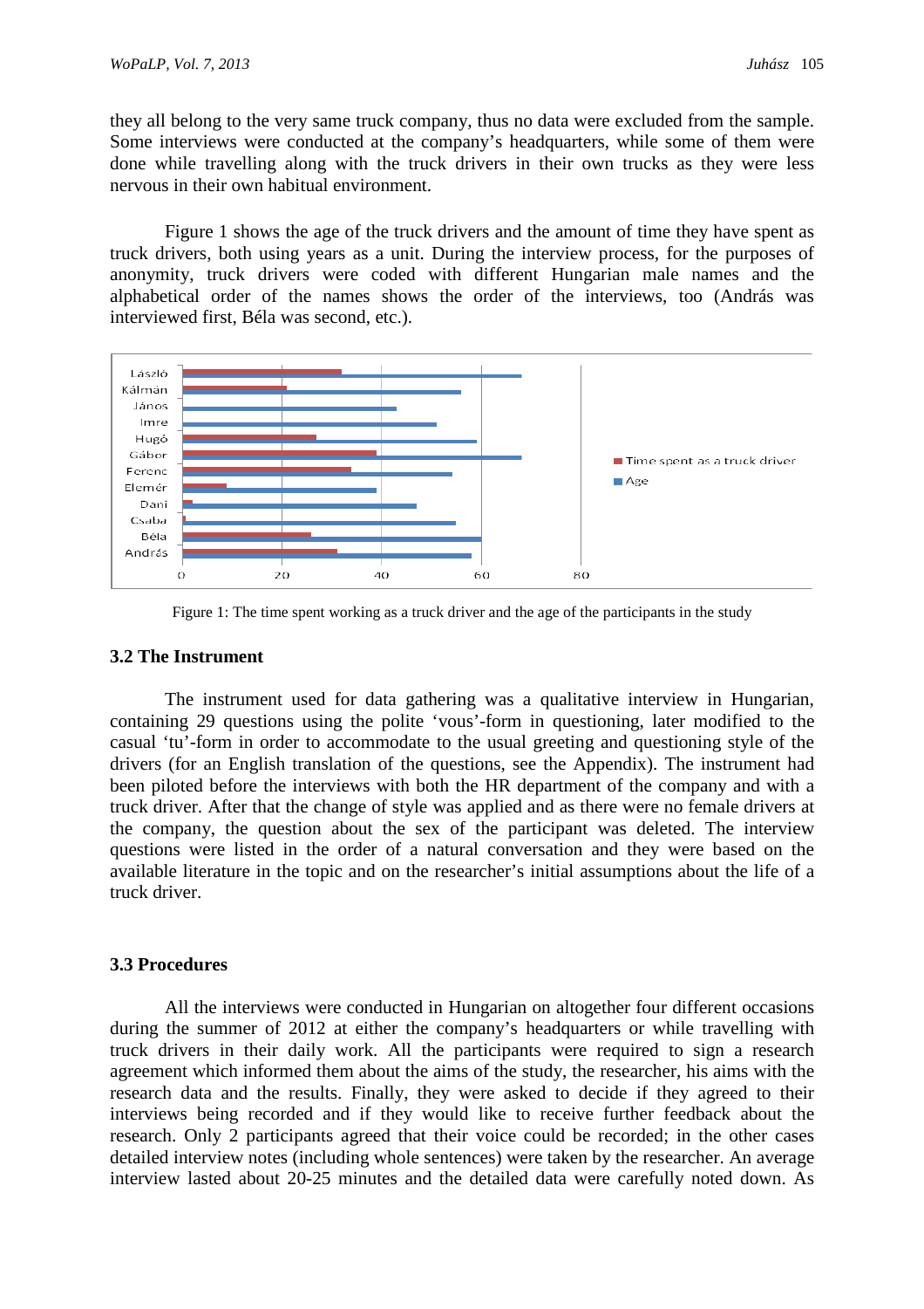they all belong to the very same truck company, thus no data were excluded from the sample. Some interviews were conducted at the company's headquarters, while some of them were done while travelling along with the truck drivers in their own trucks as they were less nervous in their own habitual environment.

Figure 1 shows the age of the truck drivers and the amount of time they have spent as truck drivers, both using years as a unit. During the interview process, for the purposes of anonymity, truck drivers were coded with different Hungarian male names and the alphabetical order of the names shows the order of the interviews, too (András was interviewed first, Béla was second, etc.).

Figure 1: The time spent working as a truck driver and the age of the participants in the study

### 3.2 The Instrument

The instrument used for data gathering was a qualitative interview in Hungarian, containing 29 questions using the polite 'vous'-form in questioning, later modified to the casual 'tu'-form in order to accommodate to the usual greeting and questioning style of the drivers (for an English translation of the questions, see the Appendix). The instrument had been piloted before the interviews with both the HR department of the company and with a truck driver. After that the change of style was applied and as there were no female drivers at the company, the question about the sex of the participant was deleted. The interview questions were listed in the order of a natural conversation and they were based on the available literature in the topic and on the researcher's initial assumptions about the life of a truck driver.

### 3.3 Procedures

All the interviews were conducted in Hungarian on altogether four different occasions during the summer of 2012 at either the company's headquarters or while travelling with truck drivers in their daily work. All the participants were required to sign a research agreement which informed them about the aims of the study, the researcher, his aims with the research data and the results. Finally, they were asked to decide if they agreed to their interviews being recorded and if they would like to receive further feedback about the research. Only 2 participants agreed that their voice could be recorded; in the other cases detailed interview notes (including whole sentences) were taken by the researcher. An average interview lasted about 20-25 minutes and the detailed data were carefully noted down. As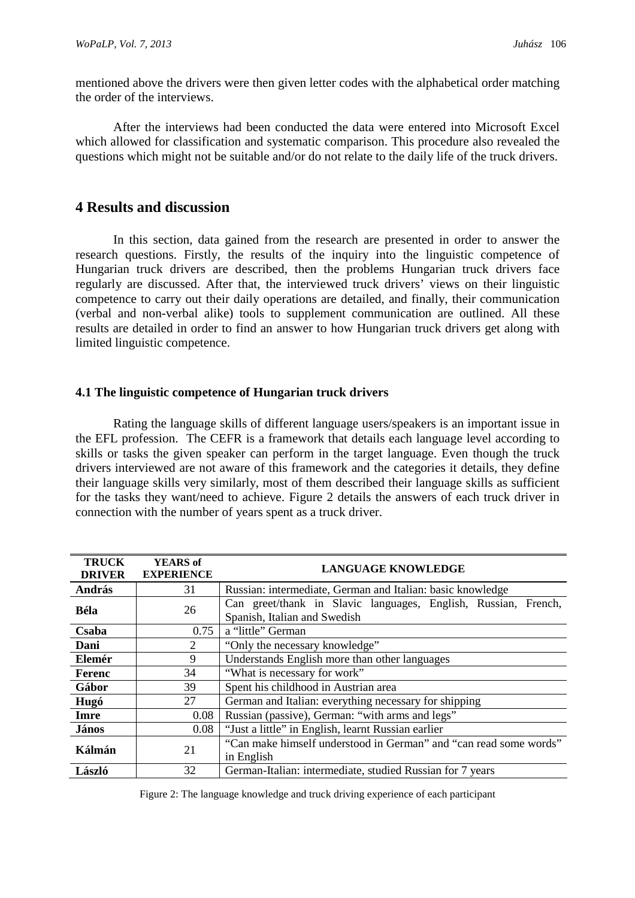mentioned above the drivers were then given letter codes with the alphabetical order matching the order of the interviews.

After the interviews had been conducted the data were entered into Microsoft Excel which allowed for classification and systematic comparison. This procedure also revealed the questions which might not be suitable and/or do not relate to the daily life of the truck drivers.

## 4 Results and discussion

In this section, data gained from the research are presented in order to answer the research questions. Firstly, the results of the inquiry into the linguistic competence of Hungarian truck drivers are described, then the problems Hungarian truck drivers face regularly are discussed. After that, the interviewed truck drivers' views on their linguistic competence to carry out their daily operations are detailed, and finally, their communication (verbal and non-verbal alike) tools to supplement communication are outlined. All these results are detailed in order to find an answer to how Hungarian truck drivers get along with limited linguistic competence.

### 4.1 The linguistic competence of Hungarian truck drivers

Rating the language skills of different language users/speakers is an important issue in the EFL profession. The CEFR is a framework that details each language level according to skills or tasks the given speaker can perform in the target language. Even though the truck drivers interviewed are not aware of this framework and the categories it details, they define their language skills very similarly, most of them described their language skills as sufficient for the tasks they want/need to achieve. Figure 2 details the answers of each truck driver in connection with the number of years spent as a truck driver.

| TRUCK DRIVER | YEARS of EXPERIENCE | LANGUAGE KNOWLEDGE |
|---|---|---|
| **András** | 31 | Russian: intermediate, German and Italian: basic knowledge |
| **Béla** | 26 | Can greet/thank in Slavic languages, English, Russian, French, Spanish, Italian and Swedish |
| **Csaba** | 0.75 | a "little" German |
| **Dani** | 2 | "Only the necessary knowledge" |
| **Elemér** | 9 | Understands English more than other languages |
| **Ferenc** | 34 | "What is necessary for work" |
| **Gábor** | 39 | Spent his childhood in Austrian area |
| **Hugó** | 27 | German and Italian: everything necessary for shipping |
| **Imre** | 0.08 | Russian (passive), German: "with arms and legs" |
| **János** | 0.08 | "Just a little" in English, learnt Russian earlier |
| **Kálmán** | 21 | "Can make himself understood in German" and "can read some words" in English |
| **László** | 32 | German-Italian: intermediate, studied Russian for 7 years |

Figure 2: The language knowledge and truck driving experience of each participant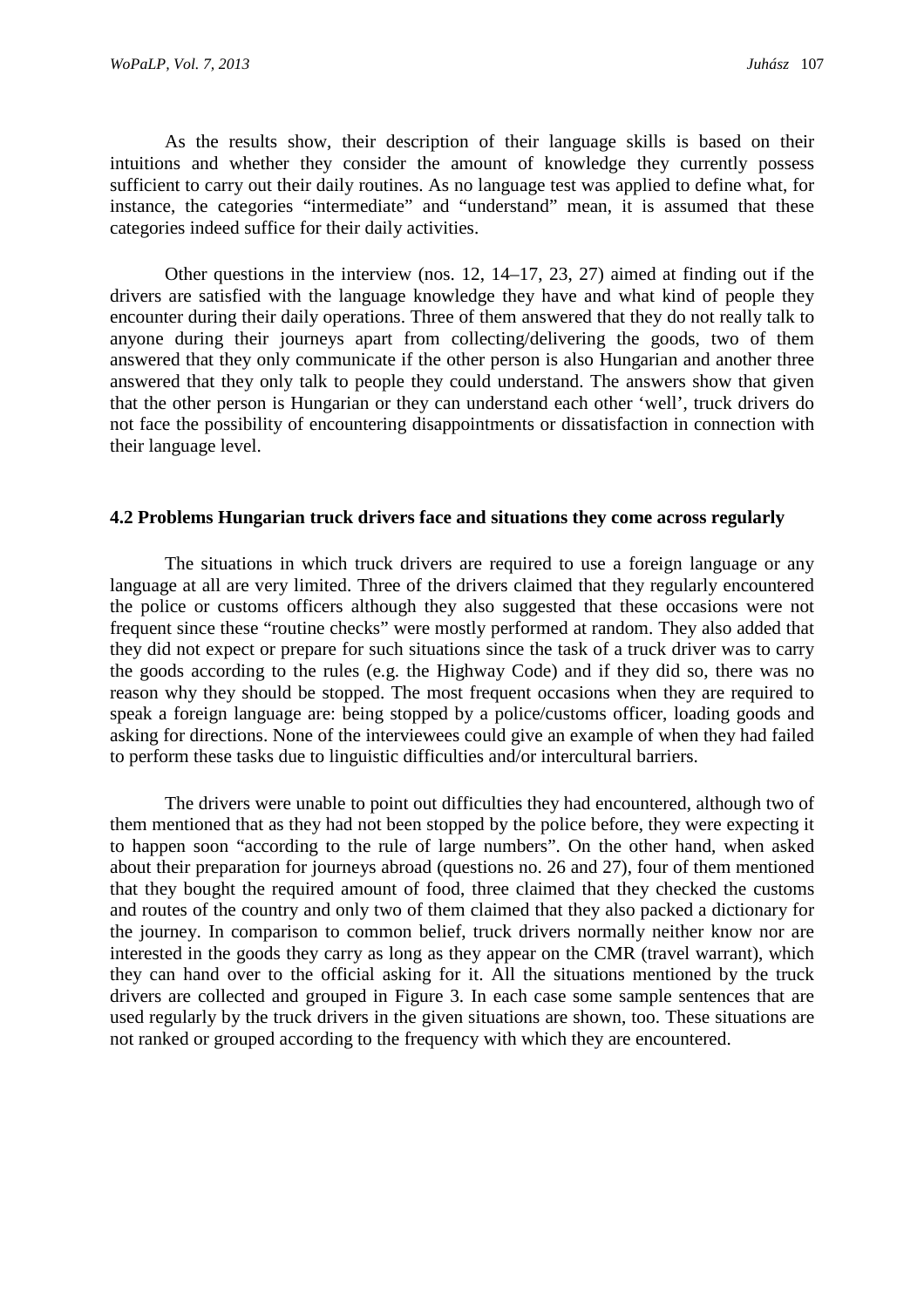As the results show, their description of their language skills is based on their intuitions and whether they consider the amount of knowledge they currently possess sufficient to carry out their daily routines. As no language test was applied to define what, for instance, the categories "intermediate" and "understand" mean, it is assumed that these categories indeed suffice for their daily activities.

Other questions in the interview (nos. 12, 14–17, 23, 27) aimed at finding out if the drivers are satisfied with the language knowledge they have and what kind of people they encounter during their daily operations. Three of them answered that they do not really talk to anyone during their journeys apart from collecting/delivering the goods, two of them answered that they only communicate if the other person is also Hungarian and another three answered that they only talk to people they could understand. The answers show that given that the other person is Hungarian or they can understand each other 'well', truck drivers do not face the possibility of encountering disappointments or dissatisfaction in connection with their language level.

### 4.2 Problems Hungarian truck drivers face and situations they come across regularly

The situations in which truck drivers are required to use a foreign language or any language at all are very limited. Three of the drivers claimed that they regularly encountered the police or customs officers although they also suggested that these occasions were not frequent since these "routine checks" were mostly performed at random. They also added that they did not expect or prepare for such situations since the task of a truck driver was to carry the goods according to the rules (e.g. the Highway Code) and if they did so, there was no reason why they should be stopped. The most frequent occasions when they are required to speak a foreign language are: being stopped by a police/customs officer, loading goods and asking for directions. None of the interviewees could give an example of when they had failed to perform these tasks due to linguistic difficulties and/or intercultural barriers.

The drivers were unable to point out difficulties they had encountered, although two of them mentioned that as they had not been stopped by the police before, they were expecting it to happen soon "according to the rule of large numbers". On the other hand, when asked about their preparation for journeys abroad (questions no. 26 and 27), four of them mentioned that they bought the required amount of food, three claimed that they checked the customs and routes of the country and only two of them claimed that they also packed a dictionary for the journey. In comparison to common belief, truck drivers normally neither know nor are interested in the goods they carry as long as they appear on the CMR (travel warrant), which they can hand over to the official asking for it. All the situations mentioned by the truck drivers are collected and grouped in Figure 3. In each case some sample sentences that are used regularly by the truck drivers in the given situations are shown, too. These situations are not ranked or grouped according to the frequency with which they are encountered.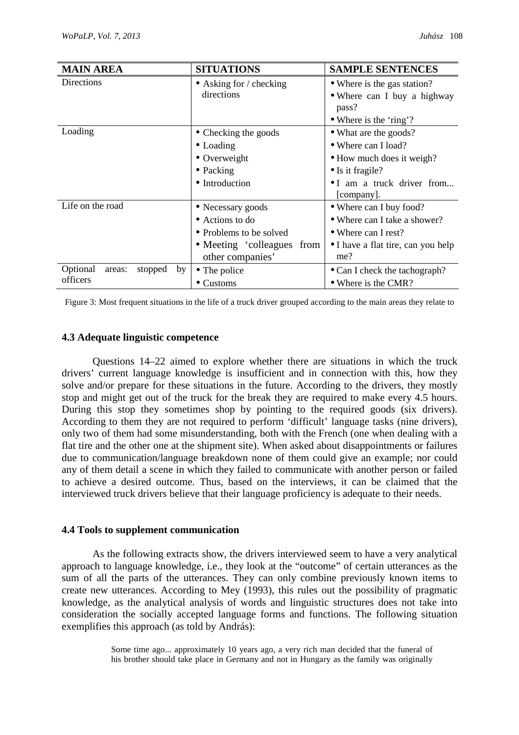| MAIN AREA | SITUATIONS | SAMPLE SENTENCES |
|---|---|---|
| Directions | • Asking for / checking directions | • Where is the gas station?<br>• Where can I buy a highway pass?<br>• Where is the 'ring'? |
| Loading | • Checking the goods<br>• Loading<br>• Overweight<br>• Packing<br>• Introduction | • What are the goods?<br>• Where can I load?<br>• How much does it weigh?<br>• Is it fragile?<br>• I am a truck driver from... [company]. |
| Life on the road | • Necessary goods<br>• Actions to do<br>• Problems to be solved<br>• Meeting 'colleagues from other companies' | • Where can I buy food?<br>• Where can I take a shower?<br>• Where can I rest?<br>• I have a flat tire, can you help me? |
| Optional areas: stopped by officers | • The police<br>• Customs | • Can I check the tachograph?<br>• Where is the CMR? |

Figure 3: Most frequent situations in the life of a truck driver grouped according to the main areas they relate to

### 4.3 Adequate linguistic competence

Questions 14–22 aimed to explore whether there are situations in which the truck drivers' current language knowledge is insufficient and in connection with this, how they solve and/or prepare for these situations in the future. According to the drivers, they mostly stop and might get out of the truck for the break they are required to make every 4.5 hours. During this stop they sometimes shop by pointing to the required goods (six drivers). According to them they are not required to perform 'difficult' language tasks (nine drivers), only two of them had some misunderstanding, both with the French (one when dealing with a flat tire and the other one at the shipment site). When asked about disappointments or failures due to communication/language breakdown none of them could give an example; nor could any of them detail a scene in which they failed to communicate with another person or failed to achieve a desired outcome. Thus, based on the interviews, it can be claimed that the interviewed truck drivers believe that their language proficiency is adequate to their needs.

### 4.4 Tools to supplement communication

As the following extracts show, the drivers interviewed seem to have a very analytical approach to language knowledge, i.e., they look at the "outcome" of certain utterances as the sum of all the parts of the utterances. They can only combine previously known items to create new utterances. According to Mey (1993), this rules out the possibility of pragmatic knowledge, as the analytical analysis of words and linguistic structures does not take into consideration the socially accepted language forms and functions. The following situation exemplifies this approach (as told by András):

> Some time ago... approximately 10 years ago, a very rich man decided that the funeral of his brother should take place in Germany and not in Hungary as the family was originally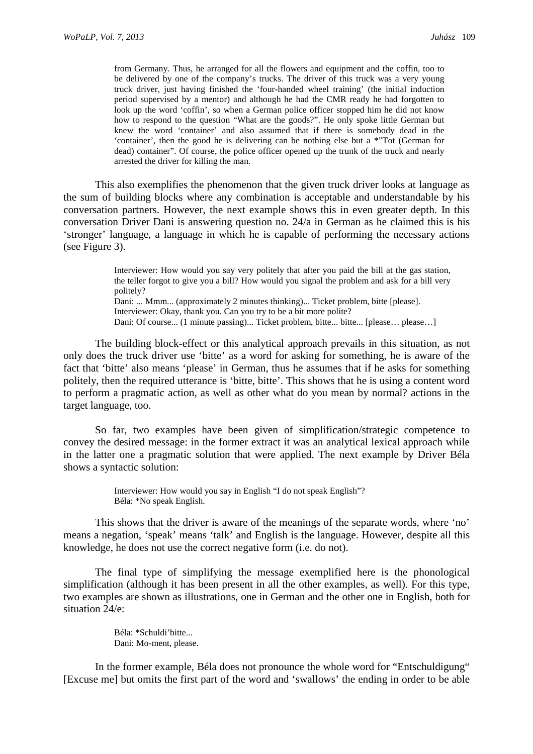> from Germany. Thus, he arranged for all the flowers and equipment and the coffin, too to be delivered by one of the company's trucks. The driver of this truck was a very young truck driver, just having finished the 'four-handed wheel training' (the initial induction period supervised by a mentor) and although he had the CMR ready he had forgotten to look up the word 'coffin', so when a German police officer stopped him he did not know how to respond to the question "What are the goods?". He only spoke little German but knew the word 'container' and also assumed that if there is somebody dead in the 'container', then the good he is delivering can be nothing else but a *"Tot (German for dead) container". Of course, the police officer opened up the trunk of the truck and nearly arrested the driver for killing the man.

This also exemplifies the phenomenon that the given truck driver looks at language as the sum of building blocks where any combination is acceptable and understandable by his conversation partners. However, the next example shows this in even greater depth. In this conversation Driver Dani is answering question no. 24/a in German as he claimed this is his 'stronger' language, a language in which he is capable of performing the necessary actions (see Figure 3).

> Interviewer: How would you say very politely that after you paid the bill at the gas station, the teller forgot to give you a bill? How would you signal the problem and ask for a bill very politely?
> Dani: ... Mmm... (approximately 2 minutes thinking)... Ticket problem, bitte [please].
> Interviewer: Okay, thank you. Can you try to be a bit more polite?
> Dani: Of course... (1 minute passing)... Ticket problem, bitte... bitte... [please… please…]

The building block-effect or this analytical approach prevails in this situation, as not only does the truck driver use 'bitte' as a word for asking for something, he is aware of the fact that 'bitte' also means 'please' in German, thus he assumes that if he asks for something politely, then the required utterance is 'bitte, bitte'. This shows that he is using a content word to perform a pragmatic action, as well as other what do you mean by normal? actions in the target language, too.

So far, two examples have been given of simplification/strategic competence to convey the desired message: in the former extract it was an analytical lexical approach while in the latter one a pragmatic solution that were applied. The next example by Driver Béla shows a syntactic solution:

> Interviewer: How would you say in English "I do not speak English"?
> Béla: *No speak English.

This shows that the driver is aware of the meanings of the separate words, where 'no' means a negation, 'speak' means 'talk' and English is the language. However, despite all this knowledge, he does not use the correct negative form (i.e. do not).

The final type of simplifying the message exemplified here is the phonological simplification (although it has been present in all the other examples, as well). For this type, two examples are shown as illustrations, one in German and the other one in English, both for situation 24/e:

> Béla: *Schuldi'bitte...
> Dani: Mo-ment, please.

In the former example, Béla does not pronounce the whole word for "Entschuldigung" [Excuse me] but omits the first part of the word and 'swallows' the ending in order to be able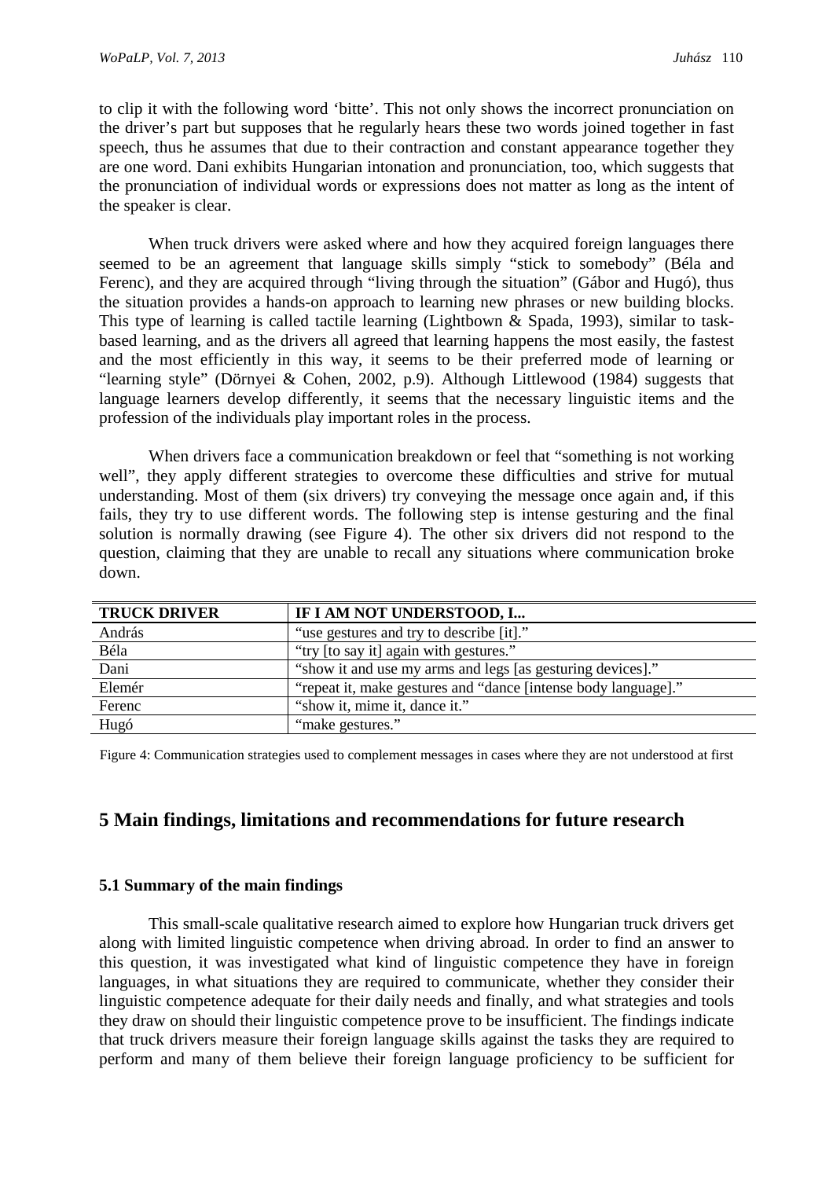to clip it with the following word 'bitte'. This not only shows the incorrect pronunciation on the driver's part but supposes that he regularly hears these two words joined together in fast speech, thus he assumes that due to their contraction and constant appearance together they are one word. Dani exhibits Hungarian intonation and pronunciation, too, which suggests that the pronunciation of individual words or expressions does not matter as long as the intent of the speaker is clear.

When truck drivers were asked where and how they acquired foreign languages there seemed to be an agreement that language skills simply "stick to somebody" (Béla and Ferenc), and they are acquired through "living through the situation" (Gábor and Hugó), thus the situation provides a hands-on approach to learning new phrases or new building blocks. This type of learning is called tactile learning (Lightbown & Spada, 1993), similar to task-based learning, and as the drivers all agreed that learning happens the most easily, the fastest and the most efficiently in this way, it seems to be their preferred mode of learning or "learning style" (Dörnyei & Cohen, 2002, p.9). Although Littlewood (1984) suggests that language learners develop differently, it seems that the necessary linguistic items and the profession of the individuals play important roles in the process.

When drivers face a communication breakdown or feel that "something is not working well", they apply different strategies to overcome these difficulties and strive for mutual understanding. Most of them (six drivers) try conveying the message once again and, if this fails, they try to use different words. The following step is intense gesturing and the final solution is normally drawing (see Figure 4). The other six drivers did not respond to the question, claiming that they are unable to recall any situations where communication broke down.

| TRUCK DRIVER | IF I AM NOT UNDERSTOOD, I... |
|---|---|
| András | "use gestures and try to describe [it]." |
| Béla | "try [to say it] again with gestures." |
| Dani | "show it and use my arms and legs [as gesturing devices]." |
| Elemér | "repeat it, make gestures and "dance [intense body language]." |
| Ferenc | "show it, mime it, dance it." |
| Hugó | "make gestures." |

Figure 4: Communication strategies used to complement messages in cases where they are not understood at first

## 5 Main findings, limitations and recommendations for future research

### 5.1 Summary of the main findings

This small-scale qualitative research aimed to explore how Hungarian truck drivers get along with limited linguistic competence when driving abroad. In order to find an answer to this question, it was investigated what kind of linguistic competence they have in foreign languages, in what situations they are required to communicate, whether they consider their linguistic competence adequate for their daily needs and finally, and what strategies and tools they draw on should their linguistic competence prove to be insufficient. The findings indicate that truck drivers measure their foreign language skills against the tasks they are required to perform and many of them believe their foreign language proficiency to be sufficient for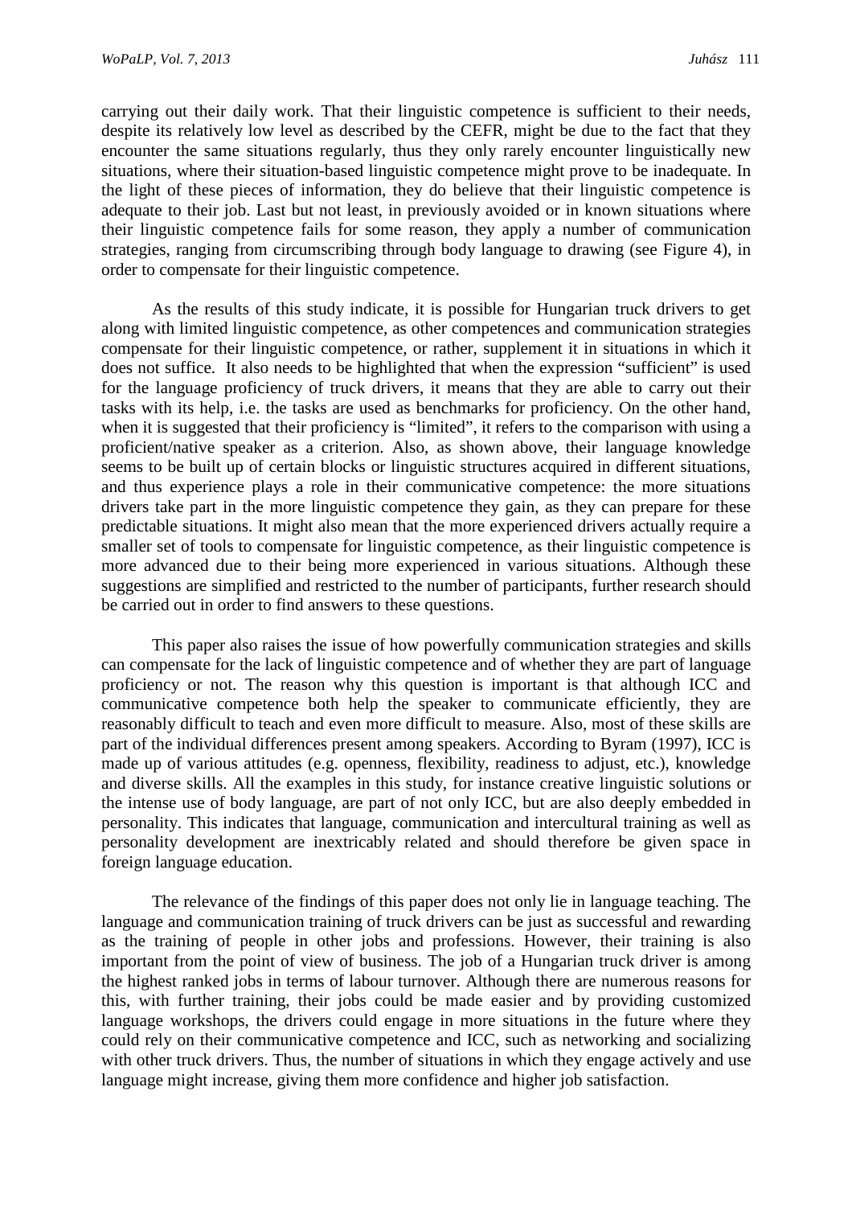carrying out their daily work. That their linguistic competence is sufficient to their needs, despite its relatively low level as described by the CEFR, might be due to the fact that they encounter the same situations regularly, thus they only rarely encounter linguistically new situations, where their situation-based linguistic competence might prove to be inadequate. In the light of these pieces of information, they do believe that their linguistic competence is adequate to their job. Last but not least, in previously avoided or in known situations where their linguistic competence fails for some reason, they apply a number of communication strategies, ranging from circumscribing through body language to drawing (see Figure 4), in order to compensate for their linguistic competence.

As the results of this study indicate, it is possible for Hungarian truck drivers to get along with limited linguistic competence, as other competences and communication strategies compensate for their linguistic competence, or rather, supplement it in situations in which it does not suffice. It also needs to be highlighted that when the expression "sufficient" is used for the language proficiency of truck drivers, it means that they are able to carry out their tasks with its help, i.e. the tasks are used as benchmarks for proficiency. On the other hand, when it is suggested that their proficiency is "limited", it refers to the comparison with using a proficient/native speaker as a criterion. Also, as shown above, their language knowledge seems to be built up of certain blocks or linguistic structures acquired in different situations, and thus experience plays a role in their communicative competence: the more situations drivers take part in the more linguistic competence they gain, as they can prepare for these predictable situations. It might also mean that the more experienced drivers actually require a smaller set of tools to compensate for linguistic competence, as their linguistic competence is more advanced due to their being more experienced in various situations. Although these suggestions are simplified and restricted to the number of participants, further research should be carried out in order to find answers to these questions.

This paper also raises the issue of how powerfully communication strategies and skills can compensate for the lack of linguistic competence and of whether they are part of language proficiency or not. The reason why this question is important is that although ICC and communicative competence both help the speaker to communicate efficiently, they are reasonably difficult to teach and even more difficult to measure. Also, most of these skills are part of the individual differences present among speakers. According to Byram (1997), ICC is made up of various attitudes (e.g. openness, flexibility, readiness to adjust, etc.), knowledge and diverse skills. All the examples in this study, for instance creative linguistic solutions or the intense use of body language, are part of not only ICC, but are also deeply embedded in personality. This indicates that language, communication and intercultural training as well as personality development are inextricably related and should therefore be given space in foreign language education.

The relevance of the findings of this paper does not only lie in language teaching. The language and communication training of truck drivers can be just as successful and rewarding as the training of people in other jobs and professions. However, their training is also important from the point of view of business. The job of a Hungarian truck driver is among the highest ranked jobs in terms of labour turnover. Although there are numerous reasons for this, with further training, their jobs could be made easier and by providing customized language workshops, the drivers could engage in more situations in the future where they could rely on their communicative competence and ICC, such as networking and socializing with other truck drivers. Thus, the number of situations in which they engage actively and use language might increase, giving them more confidence and higher job satisfaction.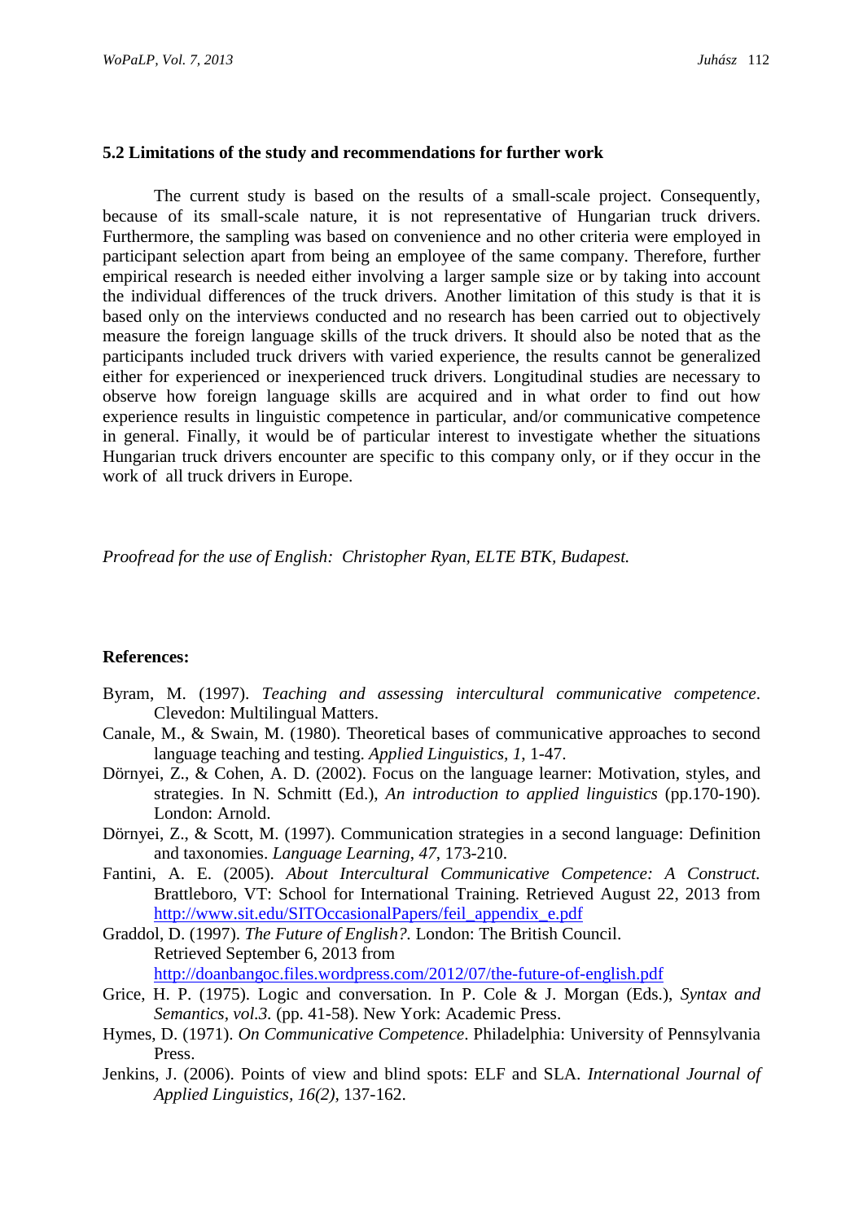### 5.2 Limitations of the study and recommendations for further work

The current study is based on the results of a small-scale project. Consequently, because of its small-scale nature, it is not representative of Hungarian truck drivers. Furthermore, the sampling was based on convenience and no other criteria were employed in participant selection apart from being an employee of the same company. Therefore, further empirical research is needed either involving a larger sample size or by taking into account the individual differences of the truck drivers. Another limitation of this study is that it is based only on the interviews conducted and no research has been carried out to objectively measure the foreign language skills of the truck drivers. It should also be noted that as the participants included truck drivers with varied experience, the results cannot be generalized either for experienced or inexperienced truck drivers. Longitudinal studies are necessary to observe how foreign language skills are acquired and in what order to find out how experience results in linguistic competence in particular, and/or communicative competence in general. Finally, it would be of particular interest to investigate whether the situations Hungarian truck drivers encounter are specific to this company only, or if they occur in the work of all truck drivers in Europe.

*Proofread for the use of English: Christopher Ryan, ELTE BTK, Budapest.*

**References:**

Byram, M. (1997). *Teaching and assessing intercultural communicative competence*. Clevedon: Multilingual Matters.

Canale, M., & Swain, M. (1980). Theoretical bases of communicative approaches to second language teaching and testing. *Applied Linguistics*, *1*, 1-47.

Dörnyei, Z., & Cohen, A. D. (2002). Focus on the language learner: Motivation, styles, and strategies. In N. Schmitt (Ed.), *An introduction to applied linguistics* (pp.170-190). London: Arnold.

Dörnyei, Z., & Scott, M. (1997). Communication strategies in a second language: Definition and taxonomies. *Language Learning*, *47*, 173-210.

Fantini, A. E. (2005). *About Intercultural Communicative Competence: A Construct.* Brattleboro, VT: School for International Training. Retrieved August 22, 2013 from http://www.sit.edu/SITOccasionalPapers/feil_appendix_e.pdf

Graddol, D. (1997). *The Future of English?.* London: The British Council. Retrieved September 6, 2013 from http://doanbangoc.files.wordpress.com/2012/07/the-future-of-english.pdf

Grice, H. P. (1975). Logic and conversation. In P. Cole & J. Morgan (Eds.), *Syntax and Semantics, vol.3.* (pp. 41-58). New York: Academic Press.

Hymes, D. (1971). *On Communicative Competence*. Philadelphia: University of Pennsylvania Press.

Jenkins, J. (2006). Points of view and blind spots: ELF and SLA. *International Journal of Applied Linguistics, 16(2),* 137-162.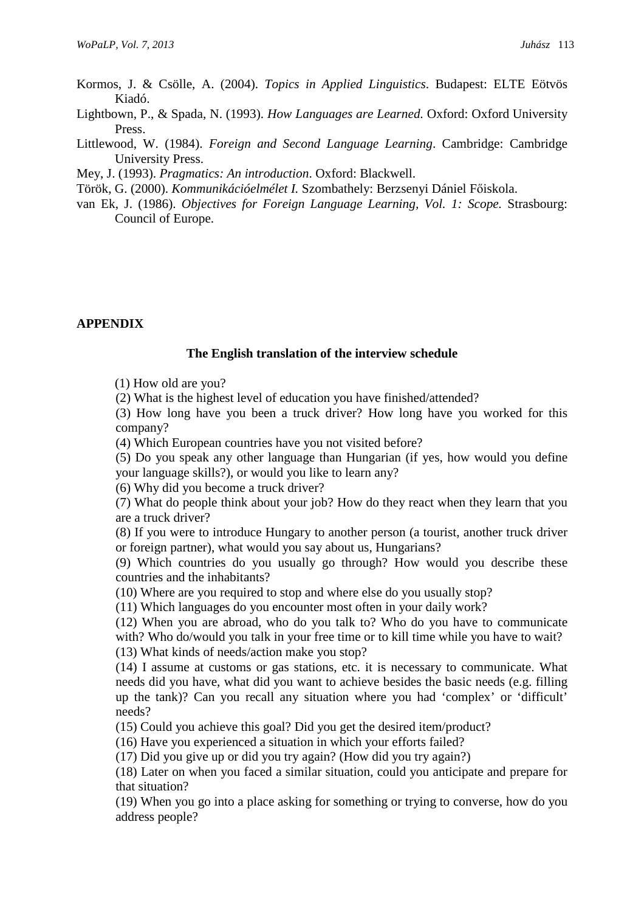Kormos, J. & Csölle, A. (2004). *Topics in Applied Linguistics*. Budapest: ELTE Eötvös Kiadó.

Lightbown, P., & Spada, N. (1993). *How Languages are Learned.* Oxford: Oxford University Press.

Littlewood, W. (1984). *Foreign and Second Language Learning*. Cambridge: Cambridge University Press.

Mey, J. (1993). *Pragmatics: An introduction*. Oxford: Blackwell.

Török, G. (2000). *Kommunikációelmélet I.* Szombathely: Berzsenyi Dániel Főiskola.

van Ek, J. (1986). *Objectives for Foreign Language Learning, Vol. 1: Scope.* Strasbourg: Council of Europe.

## APPENDIX

### The English translation of the interview schedule

(1) How old are you?

(2) What is the highest level of education you have finished/attended?

(3) How long have you been a truck driver? How long have you worked for this company?

(4) Which European countries have you not visited before?

(5) Do you speak any other language than Hungarian (if yes, how would you define your language skills?), or would you like to learn any?

(6) Why did you become a truck driver?

(7) What do people think about your job? How do they react when they learn that you are a truck driver?

(8) If you were to introduce Hungary to another person (a tourist, another truck driver or foreign partner), what would you say about us, Hungarians?

(9) Which countries do you usually go through? How would you describe these countries and the inhabitants?

(10) Where are you required to stop and where else do you usually stop?

(11) Which languages do you encounter most often in your daily work?

(12) When you are abroad, who do you talk to? Who do you have to communicate with? Who do/would you talk in your free time or to kill time while you have to wait?

(13) What kinds of needs/action make you stop?

(14) I assume at customs or gas stations, etc. it is necessary to communicate. What needs did you have, what did you want to achieve besides the basic needs (e.g. filling up the tank)? Can you recall any situation where you had ‘complex’ or ‘difficult’ needs?

(15) Could you achieve this goal? Did you get the desired item/product?

(16) Have you experienced a situation in which your efforts failed?

(17) Did you give up or did you try again? (How did you try again?)

(18) Later on when you faced a similar situation, could you anticipate and prepare for that situation?

(19) When you go into a place asking for something or trying to converse, how do you address people?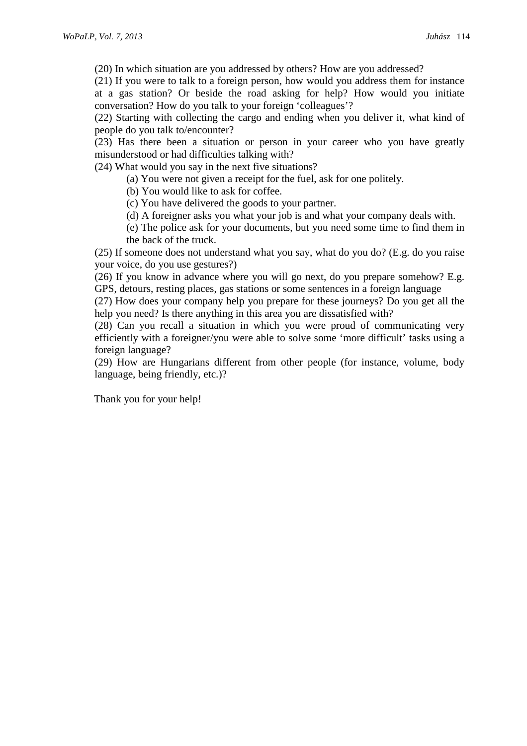(20) In which situation are you addressed by others? How are you addressed?

(21) If you were to talk to a foreign person, how would you address them for instance at a gas station? Or beside the road asking for help? How would you initiate conversation? How do you talk to your foreign 'colleagues'?

(22) Starting with collecting the cargo and ending when you deliver it, what kind of people do you talk to/encounter?

(23) Has there been a situation or person in your career who you have greatly misunderstood or had difficulties talking with?

(24) What would you say in the next five situations?

  (a) You were not given a receipt for the fuel, ask for one politely.

  (b) You would like to ask for coffee.

  (c) You have delivered the goods to your partner.

  (d) A foreigner asks you what your job is and what your company deals with.

  (e) The police ask for your documents, but you need some time to find them in the back of the truck.

(25) If someone does not understand what you say, what do you do? (E.g. do you raise your voice, do you use gestures?)

(26) If you know in advance where you will go next, do you prepare somehow? E.g. GPS, detours, resting places, gas stations or some sentences in a foreign language

(27) How does your company help you prepare for these journeys? Do you get all the help you need? Is there anything in this area you are dissatisfied with?

(28) Can you recall a situation in which you were proud of communicating very efficiently with a foreigner/you were able to solve some 'more difficult' tasks using a foreign language?

(29) How are Hungarians different from other people (for instance, volume, body language, being friendly, etc.)?

Thank you for your help!